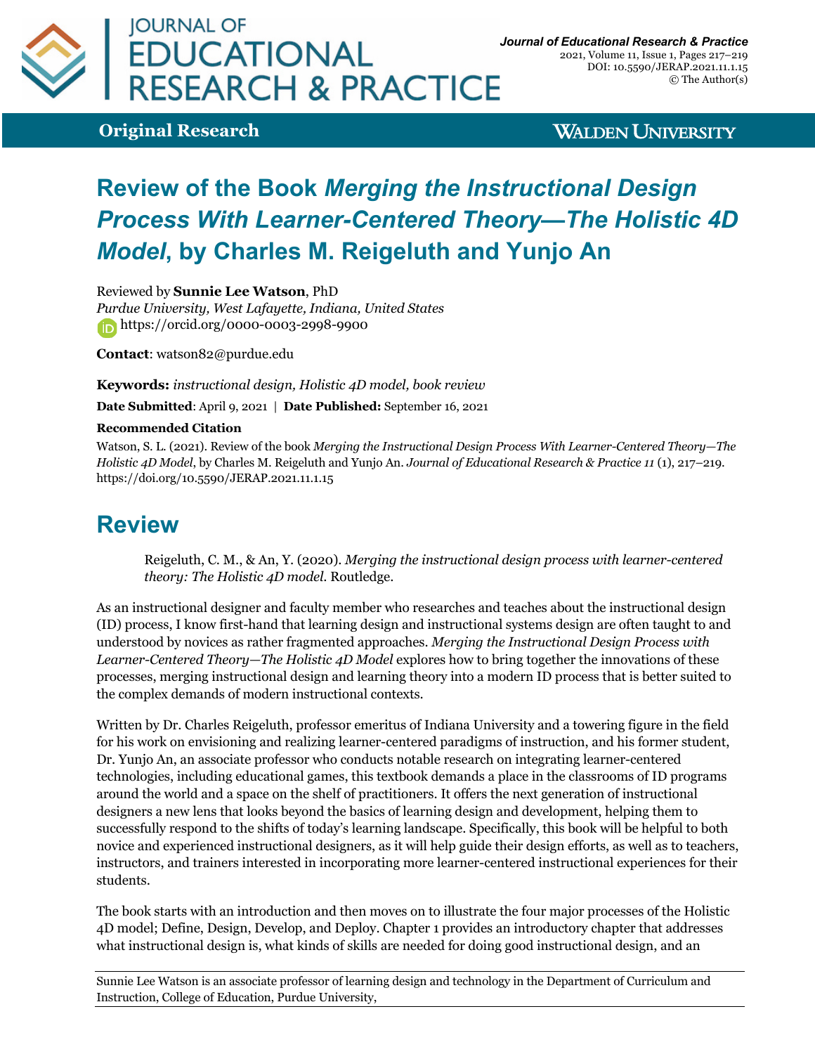**Original Research**

# Review of the Book *Merging the Instructional Design Process With Learner-Centered Theory—The Holistic 4D Model*, by Charles M. Reigeluth and Yunjo An

Reviewed by **Sunnie Lee Watson**, PhD
*Purdue University, West Lafayette, Indiana, United States*
https://orcid.org/0000-0003-2998-9900

**Contact**: watson82@purdue.edu

**Keywords:** *instructional design, Holistic 4D model, book review*

**Date Submitted**: April 9, 2021 | **Date Published:** September 16, 2021

**Recommended Citation**

Watson, S. L. (2021). Review of the book *Merging the Instructional Design Process With Learner-Centered Theory—The Holistic 4D Model*, by Charles M. Reigeluth and Yunjo An. *Journal of Educational Research & Practice 11* (1), 217–219. https://doi.org/10.5590/JERAP.2021.11.1.15

## Review

> Reigeluth, C. M., & An, Y. (2020). *Merging the instructional design process with learner-centered theory: The Holistic 4D model.* Routledge.

As an instructional designer and faculty member who researches and teaches about the instructional design (ID) process, I know first-hand that learning design and instructional systems design are often taught to and understood by novices as rather fragmented approaches. *Merging the Instructional Design Process with Learner-Centered Theory—The Holistic 4D Model* explores how to bring together the innovations of these processes, merging instructional design and learning theory into a modern ID process that is better suited to the complex demands of modern instructional contexts.

Written by Dr. Charles Reigeluth, professor emeritus of Indiana University and a towering figure in the field for his work on envisioning and realizing learner-centered paradigms of instruction, and his former student, Dr. Yunjo An, an associate professor who conducts notable research on integrating learner-centered technologies, including educational games, this textbook demands a place in the classrooms of ID programs around the world and a space on the shelf of practitioners. It offers the next generation of instructional designers a new lens that looks beyond the basics of learning design and development, helping them to successfully respond to the shifts of today's learning landscape. Specifically, this book will be helpful to both novice and experienced instructional designers, as it will help guide their design efforts, as well as to teachers, instructors, and trainers interested in incorporating more learner-centered instructional experiences for their students.

The book starts with an introduction and then moves on to illustrate the four major processes of the Holistic 4D model; Define, Design, Develop, and Deploy. Chapter 1 provides an introductory chapter that addresses what instructional design is, what kinds of skills are needed for doing good instructional design, and an

---

Sunnie Lee Watson is an associate professor of learning design and technology in the Department of Curriculum and Instruction, College of Education, Purdue University,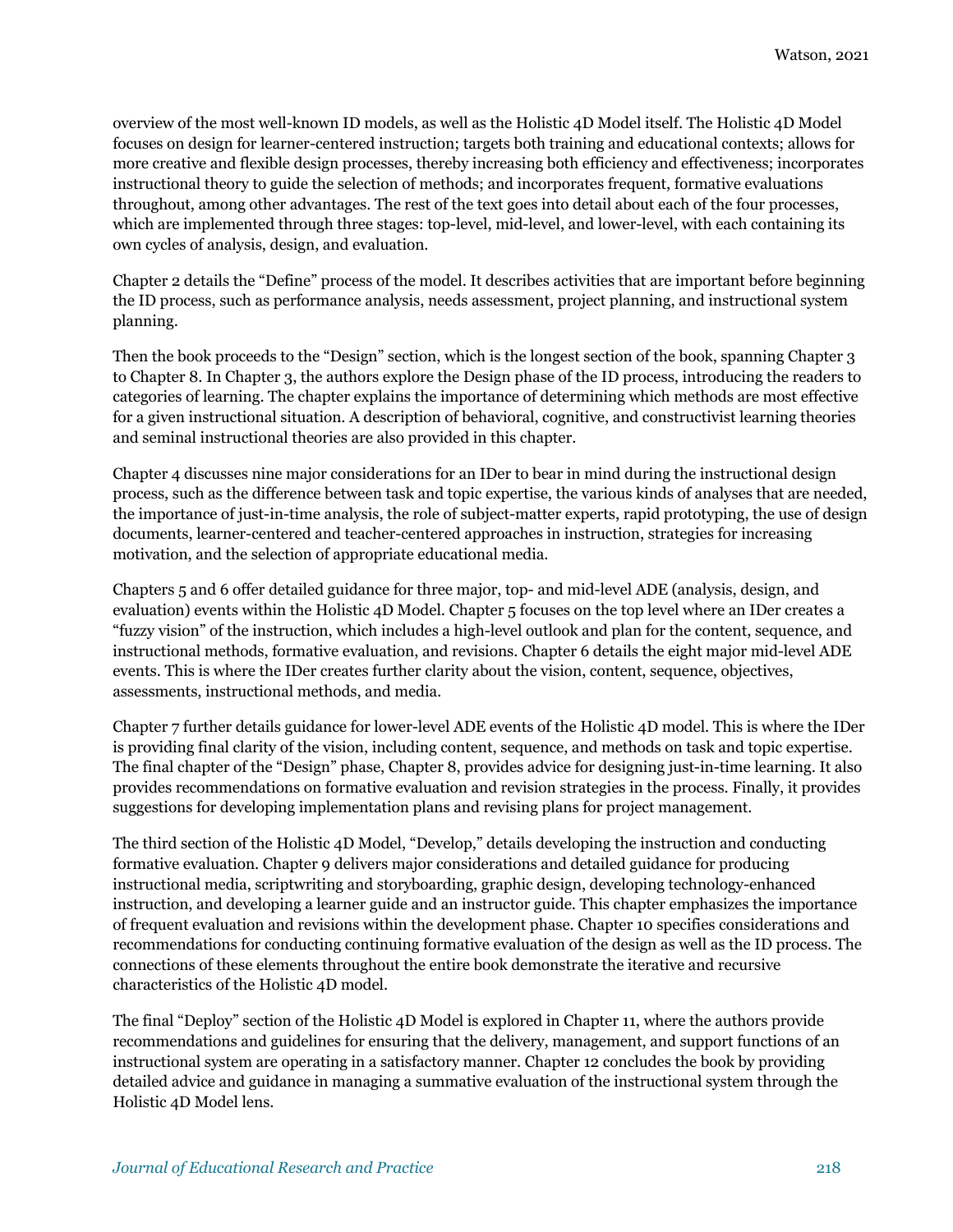overview of the most well-known ID models, as well as the Holistic 4D Model itself. The Holistic 4D Model focuses on design for learner-centered instruction; targets both training and educational contexts; allows for more creative and flexible design processes, thereby increasing both efficiency and effectiveness; incorporates instructional theory to guide the selection of methods; and incorporates frequent, formative evaluations throughout, among other advantages. The rest of the text goes into detail about each of the four processes, which are implemented through three stages: top-level, mid-level, and lower-level, with each containing its own cycles of analysis, design, and evaluation.

Chapter 2 details the "Define" process of the model. It describes activities that are important before beginning the ID process, such as performance analysis, needs assessment, project planning, and instructional system planning.

Then the book proceeds to the "Design" section, which is the longest section of the book, spanning Chapter 3 to Chapter 8. In Chapter 3, the authors explore the Design phase of the ID process, introducing the readers to categories of learning. The chapter explains the importance of determining which methods are most effective for a given instructional situation. A description of behavioral, cognitive, and constructivist learning theories and seminal instructional theories are also provided in this chapter.

Chapter 4 discusses nine major considerations for an IDer to bear in mind during the instructional design process, such as the difference between task and topic expertise, the various kinds of analyses that are needed, the importance of just-in-time analysis, the role of subject-matter experts, rapid prototyping, the use of design documents, learner-centered and teacher-centered approaches in instruction, strategies for increasing motivation, and the selection of appropriate educational media.

Chapters 5 and 6 offer detailed guidance for three major, top- and mid-level ADE (analysis, design, and evaluation) events within the Holistic 4D Model. Chapter 5 focuses on the top level where an IDer creates a "fuzzy vision" of the instruction, which includes a high-level outlook and plan for the content, sequence, and instructional methods, formative evaluation, and revisions. Chapter 6 details the eight major mid-level ADE events. This is where the IDer creates further clarity about the vision, content, sequence, objectives, assessments, instructional methods, and media.

Chapter 7 further details guidance for lower-level ADE events of the Holistic 4D model. This is where the IDer is providing final clarity of the vision, including content, sequence, and methods on task and topic expertise. The final chapter of the "Design" phase, Chapter 8, provides advice for designing just-in-time learning. It also provides recommendations on formative evaluation and revision strategies in the process. Finally, it provides suggestions for developing implementation plans and revising plans for project management.

The third section of the Holistic 4D Model, "Develop," details developing the instruction and conducting formative evaluation. Chapter 9 delivers major considerations and detailed guidance for producing instructional media, scriptwriting and storyboarding, graphic design, developing technology-enhanced instruction, and developing a learner guide and an instructor guide. This chapter emphasizes the importance of frequent evaluation and revisions within the development phase. Chapter 10 specifies considerations and recommendations for conducting continuing formative evaluation of the design as well as the ID process. The connections of these elements throughout the entire book demonstrate the iterative and recursive characteristics of the Holistic 4D model.

The final "Deploy" section of the Holistic 4D Model is explored in Chapter 11, where the authors provide recommendations and guidelines for ensuring that the delivery, management, and support functions of an instructional system are operating in a satisfactory manner. Chapter 12 concludes the book by providing detailed advice and guidance in managing a summative evaluation of the instructional system through the Holistic 4D Model lens.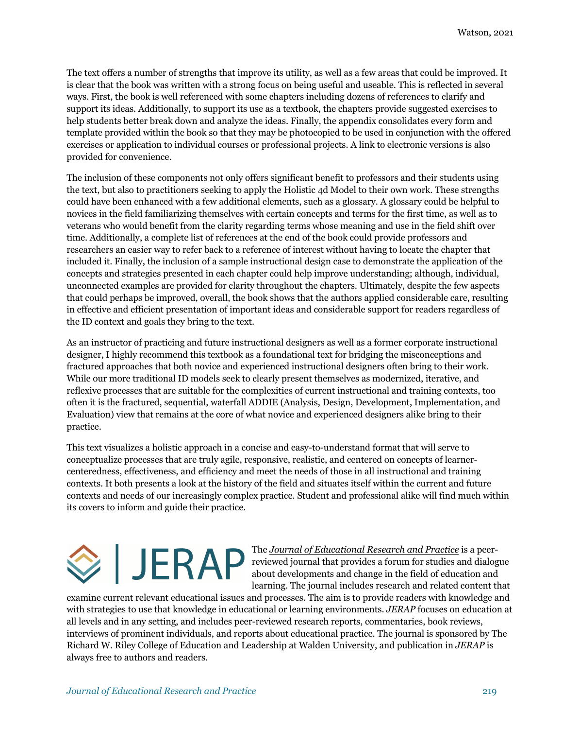The text offers a number of strengths that improve its utility, as well as a few areas that could be improved. It is clear that the book was written with a strong focus on being useful and useable. This is reflected in several ways. First, the book is well referenced with some chapters including dozens of references to clarify and support its ideas. Additionally, to support its use as a textbook, the chapters provide suggested exercises to help students better break down and analyze the ideas. Finally, the appendix consolidates every form and template provided within the book so that they may be photocopied to be used in conjunction with the offered exercises or application to individual courses or professional projects. A link to electronic versions is also provided for convenience.

The inclusion of these components not only offers significant benefit to professors and their students using the text, but also to practitioners seeking to apply the Holistic 4d Model to their own work. These strengths could have been enhanced with a few additional elements, such as a glossary. A glossary could be helpful to novices in the field familiarizing themselves with certain concepts and terms for the first time, as well as to veterans who would benefit from the clarity regarding terms whose meaning and use in the field shift over time. Additionally, a complete list of references at the end of the book could provide professors and researchers an easier way to refer back to a reference of interest without having to locate the chapter that included it. Finally, the inclusion of a sample instructional design case to demonstrate the application of the concepts and strategies presented in each chapter could help improve understanding; although, individual, unconnected examples are provided for clarity throughout the chapters. Ultimately, despite the few aspects that could perhaps be improved, overall, the book shows that the authors applied considerable care, resulting in effective and efficient presentation of important ideas and considerable support for readers regardless of the ID context and goals they bring to the text.

As an instructor of practicing and future instructional designers as well as a former corporate instructional designer, I highly recommend this textbook as a foundational text for bridging the misconceptions and fractured approaches that both novice and experienced instructional designers often bring to their work. While our more traditional ID models seek to clearly present themselves as modernized, iterative, and reflexive processes that are suitable for the complexities of current instructional and training contexts, too often it is the fractured, sequential, waterfall ADDIE (Analysis, Design, Development, Implementation, and Evaluation) view that remains at the core of what novice and experienced designers alike bring to their practice.

This text visualizes a holistic approach in a concise and easy-to-understand format that will serve to conceptualize processes that are truly agile, responsive, realistic, and centered on concepts of learner-centeredness, effectiveness, and efficiency and meet the needs of those in all instructional and training contexts. It both presents a look at the history of the field and situates itself within the current and future contexts and needs of our increasingly complex practice. Student and professional alike will find much within its covers to inform and guide their practice.

| JERAP

The *Journal of Educational Research and Practice* is a peer-reviewed journal that provides a forum for studies and dialogue about developments and change in the field of education and learning. The journal includes research and related content that examine current relevant educational issues and processes. The aim is to provide readers with knowledge and with strategies to use that knowledge in educational or learning environments. *JERAP* focuses on education at all levels and in any setting, and includes peer-reviewed research reports, commentaries, book reviews, interviews of prominent individuals, and reports about educational practice. The journal is sponsored by The Richard W. Riley College of Education and Leadership at Walden University, and publication in *JERAP* is always free to authors and readers.